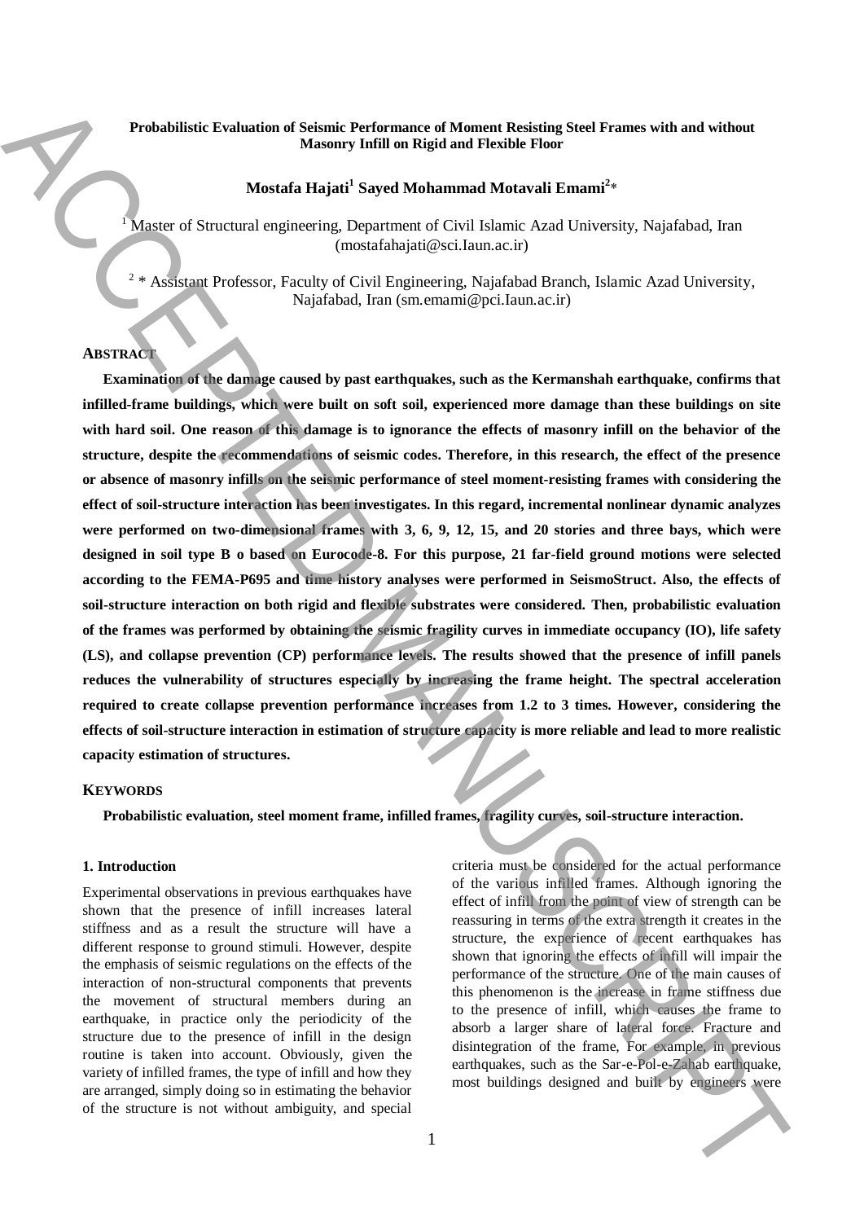# Probabilistic Evaluation of Seismic Performance of Moment Resisting Steel Frames with and without Masonry Infill on Rigid and Flexible Floor

**Mostafa Hajati[1] Sayed Mohammad Motavali Emami[2]***

[1] Master of Structural engineering, Department of Civil Islamic Azad University, Najafabad, Iran (mostafahajati@sci.Iaun.ac.ir)

[2] * Assistant Professor, Faculty of Civil Engineering, Najafabad Branch, Islamic Azad University, Najafabad, Iran (sm.emami@pci.Iaun.ac.ir)

## ABSTRACT

**Examination of the damage caused by past earthquakes, such as the Kermanshah earthquake, confirms that infilled-frame buildings, which were built on soft soil, experienced more damage than these buildings on site with hard soil. One reason of this damage is to ignorance the effects of masonry infill on the behavior of the structure, despite the recommendations of seismic codes. Therefore, in this research, the effect of the presence or absence of masonry infills on the seismic performance of steel moment-resisting frames with considering the effect of soil-structure interaction has been investigates. In this regard, incremental nonlinear dynamic analyzes were performed on two-dimensional frames with 3, 6, 9, 12, 15, and 20 stories and three bays, which were designed in soil type B o based on Eurocode-8. For this purpose, 21 far-field ground motions were selected according to the FEMA-P695 and time history analyses were performed in SeismoStruct. Also, the effects of soil-structure interaction on both rigid and flexible substrates were considered. Then, probabilistic evaluation of the frames was performed by obtaining the seismic fragility curves in immediate occupancy (IO), life safety (LS), and collapse prevention (CP) performance levels. The results showed that the presence of infill panels reduces the vulnerability of structures especially by increasing the frame height. The spectral acceleration required to create collapse prevention performance increases from 1.2 to 3 times. However, considering the effects of soil-structure interaction in estimation of structure capacity is more reliable and lead to more realistic capacity estimation of structures.**

## KEYWORDS

**Probabilistic evaluation, steel moment frame, infilled frames, fragility curves, soil-structure interaction.**

### 1. Introduction

Experimental observations in previous earthquakes have shown that the presence of infill increases lateral stiffness and as a result the structure will have a different response to ground stimuli. However, despite the emphasis of seismic regulations on the effects of the interaction of non-structural components that prevents the movement of structural members during an earthquake, in practice only the periodicity of the structure due to the presence of infill in the design routine is taken into account. Obviously, given the variety of infilled frames, the type of infill and how they are arranged, simply doing so in estimating the behavior of the structure is not without ambiguity, and special criteria must be considered for the actual performance of the various infilled frames. Although ignoring the effect of infill from the point of view of strength can be reassuring in terms of the extra strength it creates in the structure, the experience of recent earthquakes has shown that ignoring the effects of infill will impair the performance of the structure. One of the main causes of this phenomenon is the increase in frame stiffness due to the presence of infill, which causes the frame to absorb a larger share of lateral force. Fracture and disintegration of the frame, For example, in previous earthquakes, such as the Sar-e-Pol-e-Zahab earthquake, most buildings designed and built by engineers were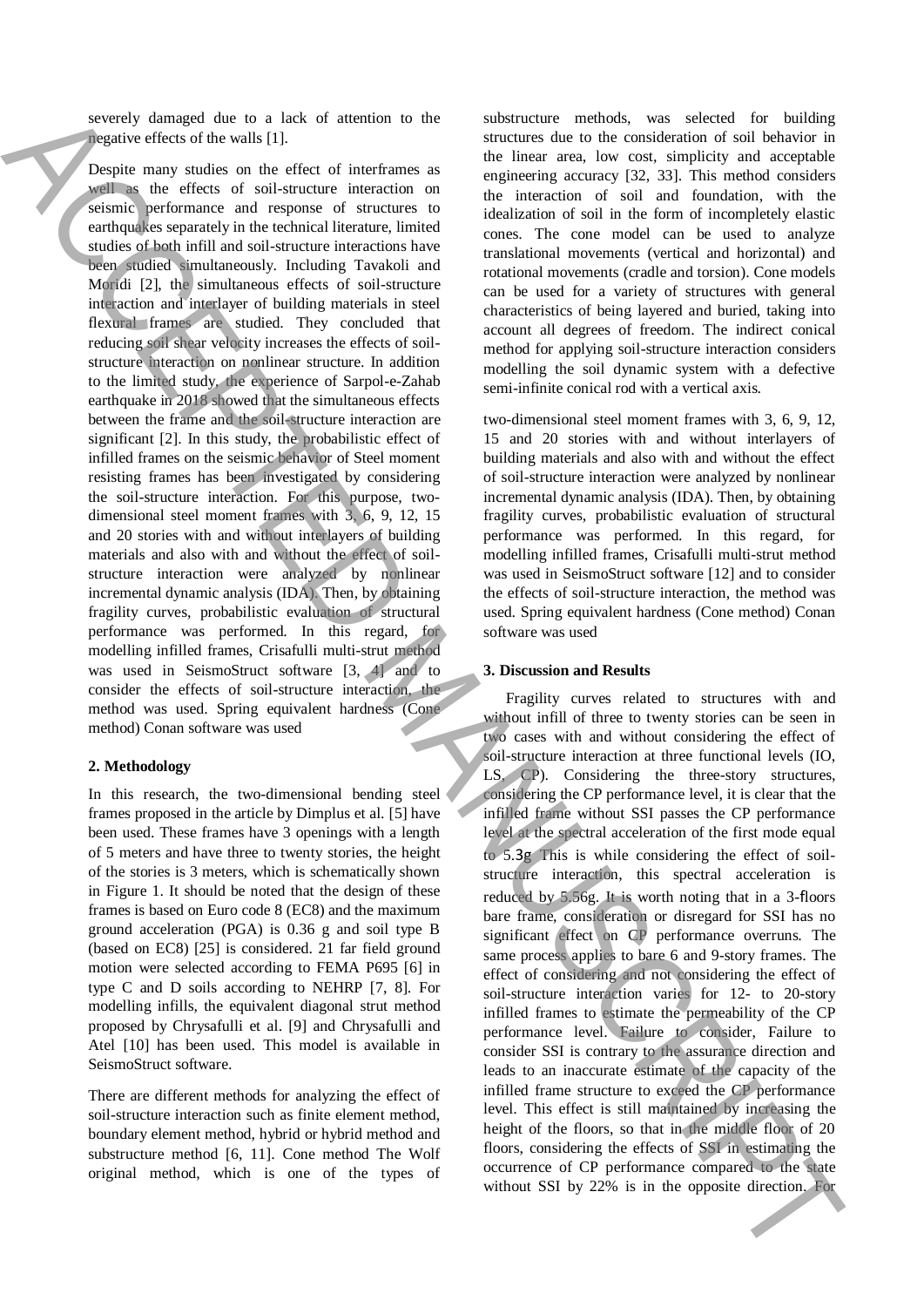severely damaged due to a lack of attention to the negative effects of the walls [1].

Despite many studies on the effect of interframes as well as the effects of soil-structure interaction on seismic performance and response of structures to earthquakes separately in the technical literature, limited studies of both infill and soil-structure interactions have been studied simultaneously. Including Tavakoli and Moridi [2], the simultaneous effects of soil-structure interaction and interlayer of building materials in steel flexural frames are studied. They concluded that reducing soil shear velocity increases the effects of soil-structure interaction on nonlinear structure. In addition to the limited study, the experience of Sarpol-e-Zahab earthquake in 2018 showed that the simultaneous effects between the frame and the soil-structure interaction are significant [2]. In this study, the probabilistic effect of infilled frames on the seismic behavior of Steel moment resisting frames has been investigated by considering the soil-structure interaction. For this purpose, two-dimensional steel moment frames with 3, 6, 9, 12, 15 and 20 stories with and without interlayers of building materials and also with and without the effect of soil-structure interaction were analyzed by nonlinear incremental dynamic analysis (IDA). Then, by obtaining fragility curves, probabilistic evaluation of structural performance was performed. In this regard, for modelling infilled frames, Crisafulli multi-strut method was used in SeismoStruct software [3, 4] and to consider the effects of soil-structure interaction, the method was used. Spring equivalent hardness (Cone method) Conan software was used

## 2. Methodology

In this research, the two-dimensional bending steel frames proposed in the article by Dimplus et al. [5] have been used. These frames have 3 openings with a length of 5 meters and have three to twenty stories, the height of the stories is 3 meters, which is schematically shown in Figure 1. It should be noted that the design of these frames is based on Euro code 8 (EC8) and the maximum ground acceleration (PGA) is 0.36 g and soil type B (based on EC8) [25] is considered. 21 far field ground motion were selected according to FEMA P695 [6] in type C and D soils according to NEHRP [7, 8]. For modelling infills, the equivalent diagonal strut method proposed by Chrysafulli et al. [9] and Chrysafulli and Atel [10] has been used. This model is available in SeismoStruct software.

There are different methods for analyzing the effect of soil-structure interaction such as finite element method, boundary element method, hybrid or hybrid method and substructure method [6, 11]. Cone method The Wolf original method, which is one of the types of substructure methods, was selected for building structures due to the consideration of soil behavior in the linear area, low cost, simplicity and acceptable engineering accuracy [32, 33]. This method considers the interaction of soil and foundation, with the idealization of soil in the form of incompletely elastic cones. The cone model can be used to analyze translational movements (vertical and horizontal) and rotational movements (cradle and torsion). Cone models can be used for a variety of structures with general characteristics of being layered and buried, taking into account all degrees of freedom. The indirect conical method for applying soil-structure interaction considers modelling the soil dynamic system with a defective semi-infinite conical rod with a vertical axis.

two-dimensional steel moment frames with 3, 6, 9, 12, 15 and 20 stories with and without interlayers of building materials and also with and without the effect of soil-structure interaction were analyzed by nonlinear incremental dynamic analysis (IDA). Then, by obtaining fragility curves, probabilistic evaluation of structural performance was performed. In this regard, for modelling infilled frames, Crisafulli multi-strut method was used in SeismoStruct software [12] and to consider the effects of soil-structure interaction, the method was used. Spring equivalent hardness (Cone method) Conan software was used

## 3. Discussion and Results

Fragility curves related to structures with and without infill of three to twenty stories can be seen in two cases with and without considering the effect of soil-structure interaction at three functional levels (IO, LS, CP). Considering the three-story structures, considering the CP performance level, it is clear that the infilled frame without SSI passes the CP performance level at the spectral acceleration of the first mode equal to 5.3g This is while considering the effect of soil-structure interaction, this spectral acceleration is reduced by 5.56g. It is worth noting that in a 3-floors bare frame, consideration or disregard for SSI has no significant effect on CP performance overruns. The same process applies to bare 6 and 9-story frames. The effect of considering and not considering the effect of soil-structure interaction varies for 12- to 20-story infilled frames to estimate the permeability of the CP performance level. Failure to consider, Failure to consider SSI is contrary to the assurance direction and leads to an inaccurate estimate of the capacity of the infilled frame structure to exceed the CP performance level. This effect is still maintained by increasing the height of the floors, so that in the middle floor of 20 floors, considering the effects of SSI in estimating the occurrence of CP performance compared to the state without SSI by 22% is in the opposite direction. For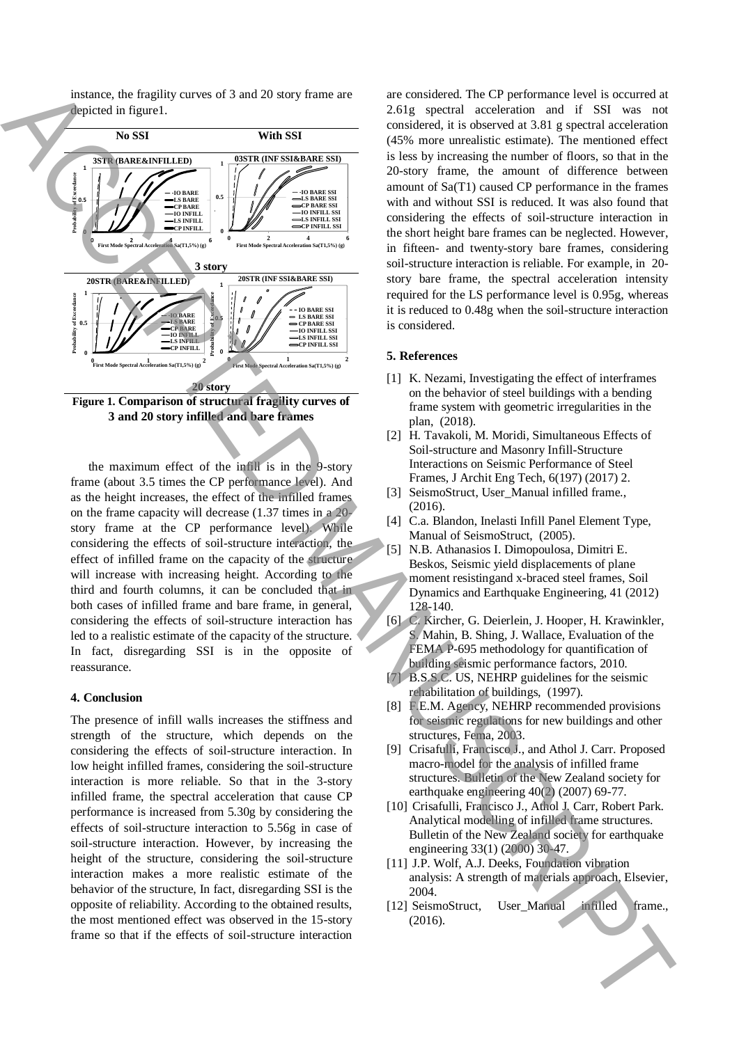instance, the fragility curves of 3 and 20 story frame are depicted in figure1.

No SSI

With SSI

3STR (BARE&INFILLED)

Probability of Exceedance

1

0.5

0

0 2 4 6

First Mode Spectral Acceleration Sa(T1,5%) (g)

IO BARE
LS BARE
CP BARE
IO INFILL
LS INFILL
CP INFILL

03STR (INF SSI&BARE SSI)

1

0.5

0

0 2 4 6

First Mode Spectral Acceleration Sa(T1,5%) (g)

IO BARE SSI
LS BARE SSI
CP BARE SSI
IO INFILL SSI
LS INFILL SSI
CP INFILL SSI

3 story

20STR (BARE&INFILLED)

Probability of Exceedance

1

0.5

0

0 1 2

First Mode Spectral Acceleration Sa(T1,5%) (g)

IO BARE
LS BARE
CP BARE
IO INFILL
LS INFILL
CP INFILL

20STR (INF SSI&BARE SSI)

Probability of Exceedance

1

0.5

0

0 1 2

First Mode Spectral Acceleration Sa(T1,5%) (g)

IO BARE SSI
LS BARE SSI
CP BARE SSI
IO INFILL SSI
LS INFILL SSI
CP INFILL SSI

20 story

**Figure 1. Comparison of structural fragility curves of 3 and 20 story infilled and bare frames**

the maximum effect of the infill is in the 9-story frame (about 3.5 times the CP performance level). And as the height increases, the effect of the infilled frames on the frame capacity will decrease (1.37 times in a 20-story frame at the CP performance level). While considering the effects of soil-structure interaction, the effect of infilled frame on the capacity of the structure will increase with increasing height. According to the third and fourth columns, it can be concluded that in both cases of infilled frame and bare frame, in general, considering the effects of soil-structure interaction has led to a realistic estimate of the capacity of the structure. In fact, disregarding SSI is in the opposite of reassurance.

### 4. Conclusion

The presence of infill walls increases the stiffness and strength of the structure, which depends on the considering the effects of soil-structure interaction. In low height infilled frames, considering the soil-structure interaction is more reliable. So that in the 3-story infilled frame, the spectral acceleration that cause CP performance is increased from 5.30g by considering the effects of soil-structure interaction to 5.56g in case of soil-structure interaction. However, by increasing the height of the structure, considering the soil-structure interaction makes a more realistic estimate of the behavior of the structure, In fact, disregarding SSI is the opposite of reliability. According to the obtained results, the most mentioned effect was observed in the 15-story frame so that if the effects of soil-structure interaction are considered. The CP performance level is occurred at 2.61g spectral acceleration and if SSI was not considered, it is observed at 3.81 g spectral acceleration (45% more unrealistic estimate). The mentioned effect is less by increasing the number of floors, so that in the 20-story frame, the amount of difference between amount of Sa(T1) caused CP performance in the frames with and without SSI is reduced. It was also found that considering the effects of soil-structure interaction in the short height bare frames can be neglected. However, in fifteen- and twenty-story bare frames, considering soil-structure interaction is reliable. For example, in 20-story bare frame, the spectral acceleration intensity required for the LS performance level is 0.95g, whereas it is reduced to 0.48g when the soil-structure interaction is considered.

### 5. References

[1] K. Nezami, Investigating the effect of interframes on the behavior of steel buildings with a bending frame system with geometric irregularities in the plan, (2018).

[2] H. Tavakoli, M. Moridi, Simultaneous Effects of Soil-structure and Masonry Infill-Structure Interactions on Seismic Performance of Steel Frames, J Archit Eng Tech, 6(197) (2017) 2.

[3] SeismoStruct, User_Manual infilled frame., (2016).

[4] C.a. Blandon, Inelasti Infill Panel Element Type, Manual of SeismoStruct, (2005).

[5] N.B. Athanasios I. Dimopoulosa, Dimitri E. Beskos, Seismic yield displacements of plane moment resistingand x-braced steel frames, Soil Dynamics and Earthquake Engineering, 41 (2012) 128-140.

[6] C. Kircher, G. Deierlein, J. Hooper, H. Krawinkler, S. Mahin, B. Shing, J. Wallace, Evaluation of the FEMA P-695 methodology for quantification of building seismic performance factors, 2010.

[7] B.S.S.C. US, NEHRP guidelines for the seismic rehabilitation of buildings, (1997).

[8] F.E.M. Agency, NEHRP recommended provisions for seismic regulations for new buildings and other structures, Fema, 2003.

[9] Crisafulli, Francisco J., and Athol J. Carr. Proposed macro-model for the analysis of infilled frame structures. Bulletin of the New Zealand society for earthquake engineering 40(2) (2007) 69-77.

[10] Crisafulli, Francisco J., Athol J. Carr, Robert Park. Analytical modelling of infilled frame structures. Bulletin of the New Zealand society for earthquake engineering 33(1) (2000) 30-47.

[11] J.P. Wolf, A.J. Deeks, Foundation vibration analysis: A strength of materials approach, Elsevier, 2004.

[12] SeismoStruct, User_Manual infilled frame., (2016).